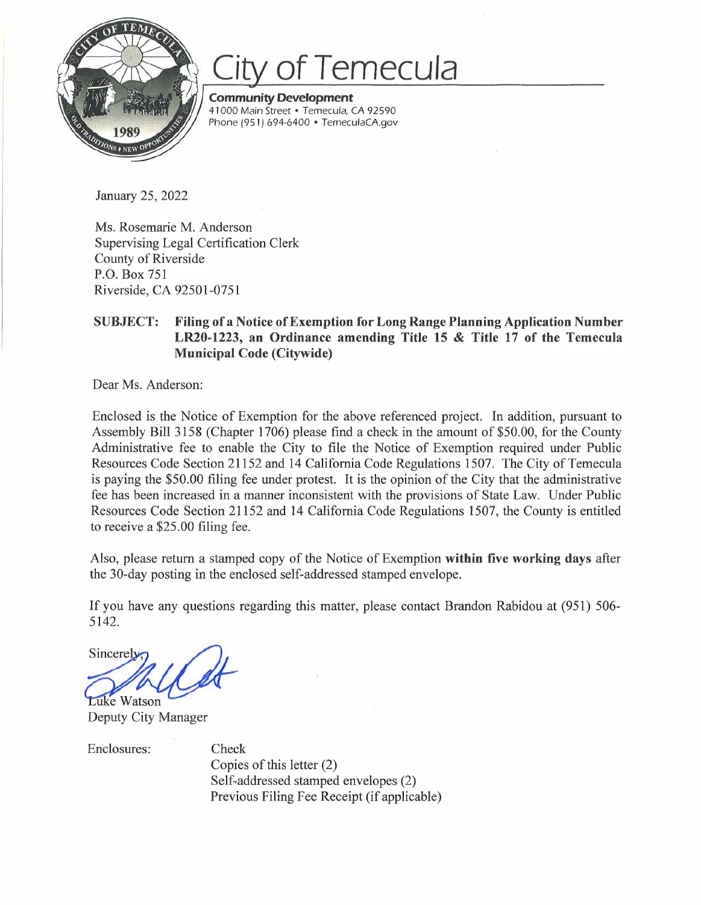# City of Temecula

**Community Development**
41000 Main Street • Temecula, CA 92590
Phone (951) 694-6400 • TemeculaCA.gov

January 25, 2022

Ms. Rosemarie M. Anderson
Supervising Legal Certification Clerk
County of Riverside
P.O. Box 751
Riverside, CA 92501-0751

**SUBJECT: Filing of a Notice of Exemption for Long Range Planning Application Number LR20-1223, an Ordinance amending Title 15 & Title 17 of the Temecula Municipal Code (Citywide)**

Dear Ms. Anderson:

Enclosed is the Notice of Exemption for the above referenced project. In addition, pursuant to Assembly Bill 3158 (Chapter 1706) please find a check in the amount of $50.00, for the County Administrative fee to enable the City to file the Notice of Exemption required under Public Resources Code Section 21152 and 14 California Code Regulations 1507. The City of Temecula is paying the $50.00 filing fee under protest. It is the opinion of the City that the administrative fee has been increased in a manner inconsistent with the provisions of State Law. Under Public Resources Code Section 21152 and 14 California Code Regulations 1507, the County is entitled to receive a $25.00 filing fee.

Also, please return a stamped copy of the Notice of Exemption **within five working days** after the 30-day posting in the enclosed self-addressed stamped envelope.

If you have any questions regarding this matter, please contact Brandon Rabidou at (951) 506-5142.

Sincerely,

Luke Watson
Deputy City Manager

Enclosures:
- Check
- Copies of this letter (2)
- Self-addressed stamped envelopes (2)
- Previous Filing Fee Receipt (if applicable)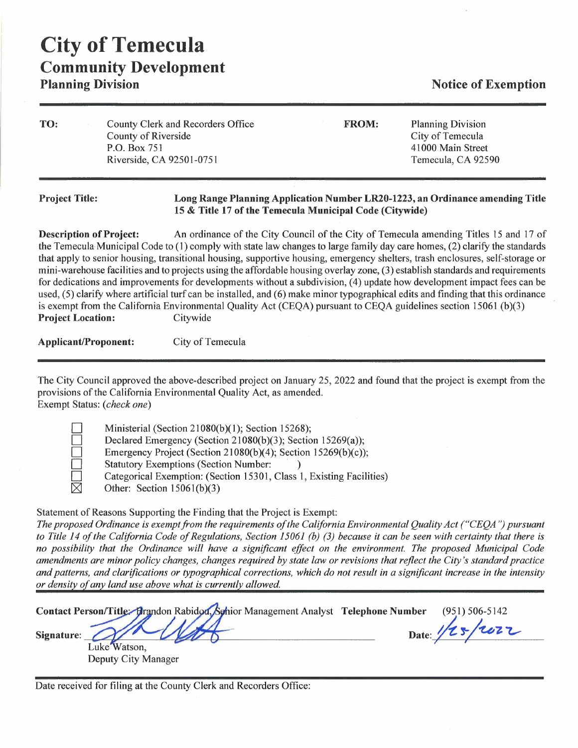# City of Temecula

## Community Development

### Planning Division

**Notice of Exemption**

| | | | |
|---|---|---|---|
| **TO:** | County Clerk and Recorders Office<br>County of Riverside<br>P.O. Box 751<br>Riverside, CA 92501-0751 | **FROM:** | Planning Division<br>City of Temecula<br>41000 Main Street<br>Temecula, CA 92590 |

**Project Title:** **Long Range Planning Application Number LR20-1223, an Ordinance amending Title 15 & Title 17 of the Temecula Municipal Code (Citywide)**

**Description of Project:** An ordinance of the City Council of the City of Temecula amending Titles 15 and 17 of the Temecula Municipal Code to (1) comply with state law changes to large family day care homes, (2) clarify the standards that apply to senior housing, transitional housing, supportive housing, emergency shelters, trash enclosures, self-storage or mini-warehouse facilities and to projects using the affordable housing overlay zone, (3) establish standards and requirements for dedications and improvements for developments without a subdivision, (4) update how development impact fees can be used, (5) clarify where artificial turf can be installed, and (6) make minor typographical edits and finding that this ordinance is exempt from the California Environmental Quality Act (CEQA) pursuant to CEQA guidelines section 15061 (b)(3)

**Project Location:** Citywide

**Applicant/Proponent:** City of Temecula

The City Council approved the above-described project on January 25, 2022 and found that the project is exempt from the provisions of the California Environmental Quality Act, as amended.

Exempt Status: (*check one*)

- ☐ Ministerial (Section 21080(b)(1); Section 15268);
- ☐ Declared Emergency (Section 21080(b)(3); Section 15269(a));
- ☐ Emergency Project (Section 21080(b)(4); Section 15269(b)(c));
- ☐ Statutory Exemptions (Section Number: )
- ☐ Categorical Exemption: (Section 15301, Class 1, Existing Facilities)
- ☒ Other: Section 15061(b)(3)

Statement of Reasons Supporting the Finding that the Project is Exempt:

*The proposed Ordinance is exempt from the requirements of the California Environmental Quality Act ("CEQA") pursuant to Title 14 of the California Code of Regulations, Section 15061 (b) (3) because it can be seen with certainty that there is no possibility that the Ordinance will have a significant effect on the environment. The proposed Municipal Code amendments are minor policy changes, changes required by state law or revisions that reflect the City's standard practice and patterns, and clarifications or typographical corrections, which do not result in a significant increase in the intensity or density of any land use above what is currently allowed.*

**Contact Person/Title:** Brandon Rabidou, Senior Management Analyst **Telephone Number** (951) 506-5142

**Signature:** [signature]
Luke Watson,
Deputy City Manager

**Date:** 1/25/2022

Date received for filing at the County Clerk and Recorders Office: